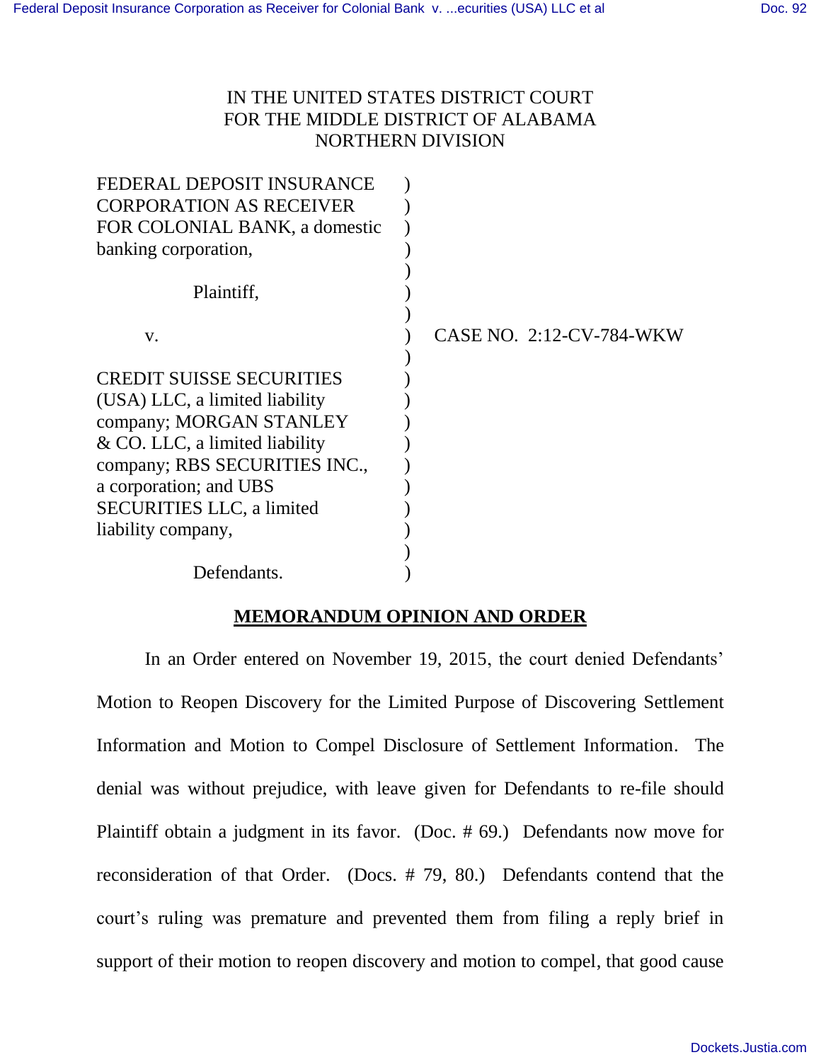IN THE UNITED STATES DISTRICT COURT
FOR THE MIDDLE DISTRICT OF ALABAMA
NORTHERN DIVISION

| | | |
|---|---|---|
| FEDERAL DEPOSIT INSURANCE CORPORATION AS RECEIVER FOR COLONIAL BANK, a domestic banking corporation, | ) | |
| Plaintiff, | ) | |
| v. | ) | CASE NO. 2:12-CV-784-WKW |
| CREDIT SUISSE SECURITIES (USA) LLC, a limited liability company; MORGAN STANLEY & CO. LLC, a limited liability company; RBS SECURITIES INC., a corporation; and UBS SECURITIES LLC, a limited liability company, | ) | |
| Defendants. | ) | |

## MEMORANDUM OPINION AND ORDER

In an Order entered on November 19, 2015, the court denied Defendants' Motion to Reopen Discovery for the Limited Purpose of Discovering Settlement Information and Motion to Compel Disclosure of Settlement Information. The denial was without prejudice, with leave given for Defendants to re-file should Plaintiff obtain a judgment in its favor. (Doc. # 69.) Defendants now move for reconsideration of that Order. (Docs. # 79, 80.) Defendants contend that the court's ruling was premature and prevented them from filing a reply brief in support of their motion to reopen discovery and motion to compel, that good cause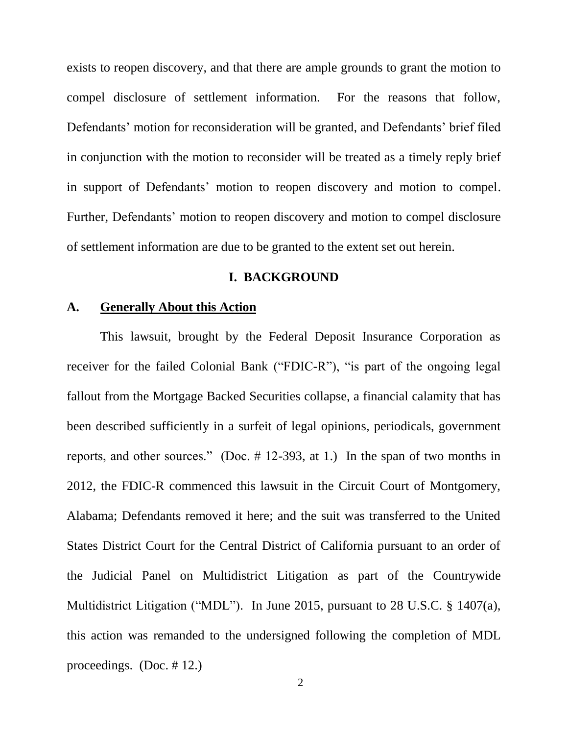exists to reopen discovery, and that there are ample grounds to grant the motion to compel disclosure of settlement information. For the reasons that follow, Defendants' motion for reconsideration will be granted, and Defendants' brief filed in conjunction with the motion to reconsider will be treated as a timely reply brief in support of Defendants' motion to reopen discovery and motion to compel. Further, Defendants' motion to reopen discovery and motion to compel disclosure of settlement information are due to be granted to the extent set out herein.

## I. BACKGROUND

### A. <u>Generally About this Action</u>

This lawsuit, brought by the Federal Deposit Insurance Corporation as receiver for the failed Colonial Bank ("FDIC-R"), "is part of the ongoing legal fallout from the Mortgage Backed Securities collapse, a financial calamity that has been described sufficiently in a surfeit of legal opinions, periodicals, government reports, and other sources." (Doc. # 12-393, at 1.) In the span of two months in 2012, the FDIC-R commenced this lawsuit in the Circuit Court of Montgomery, Alabama; Defendants removed it here; and the suit was transferred to the United States District Court for the Central District of California pursuant to an order of the Judicial Panel on Multidistrict Litigation as part of the Countrywide Multidistrict Litigation ("MDL"). In June 2015, pursuant to 28 U.S.C. § 1407(a), this action was remanded to the undersigned following the completion of MDL proceedings. (Doc. # 12.)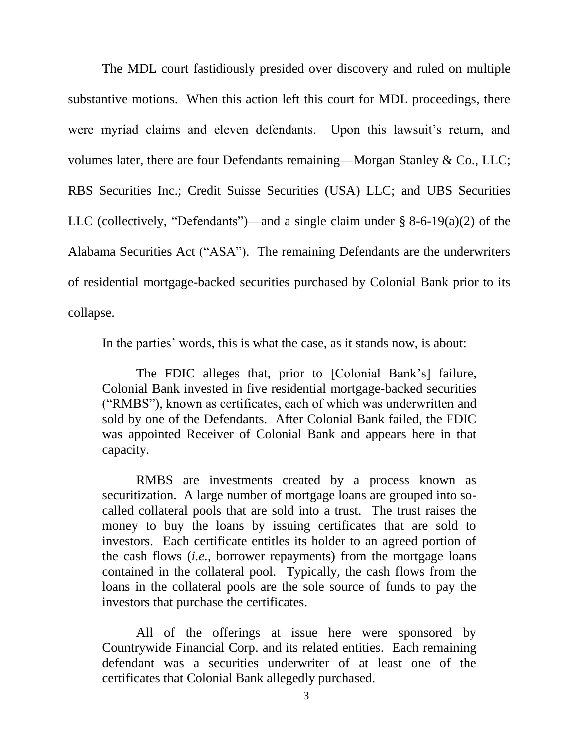The MDL court fastidiously presided over discovery and ruled on multiple substantive motions. When this action left this court for MDL proceedings, there were myriad claims and eleven defendants. Upon this lawsuit's return, and volumes later, there are four Defendants remaining—Morgan Stanley & Co., LLC; RBS Securities Inc.; Credit Suisse Securities (USA) LLC; and UBS Securities LLC (collectively, "Defendants")—and a single claim under § 8-6-19(a)(2) of the Alabama Securities Act ("ASA"). The remaining Defendants are the underwriters of residential mortgage-backed securities purchased by Colonial Bank prior to its collapse.

In the parties' words, this is what the case, as it stands now, is about:

> The FDIC alleges that, prior to [Colonial Bank's] failure, Colonial Bank invested in five residential mortgage-backed securities ("RMBS"), known as certificates, each of which was underwritten and sold by one of the Defendants. After Colonial Bank failed, the FDIC was appointed Receiver of Colonial Bank and appears here in that capacity.
>
> RMBS are investments created by a process known as securitization. A large number of mortgage loans are grouped into so-called collateral pools that are sold into a trust. The trust raises the money to buy the loans by issuing certificates that are sold to investors. Each certificate entitles its holder to an agreed portion of the cash flows (*i.e.*, borrower repayments) from the mortgage loans contained in the collateral pool. Typically, the cash flows from the loans in the collateral pools are the sole source of funds to pay the investors that purchase the certificates.
>
> All of the offerings at issue here were sponsored by Countrywide Financial Corp. and its related entities. Each remaining defendant was a securities underwriter of at least one of the certificates that Colonial Bank allegedly purchased.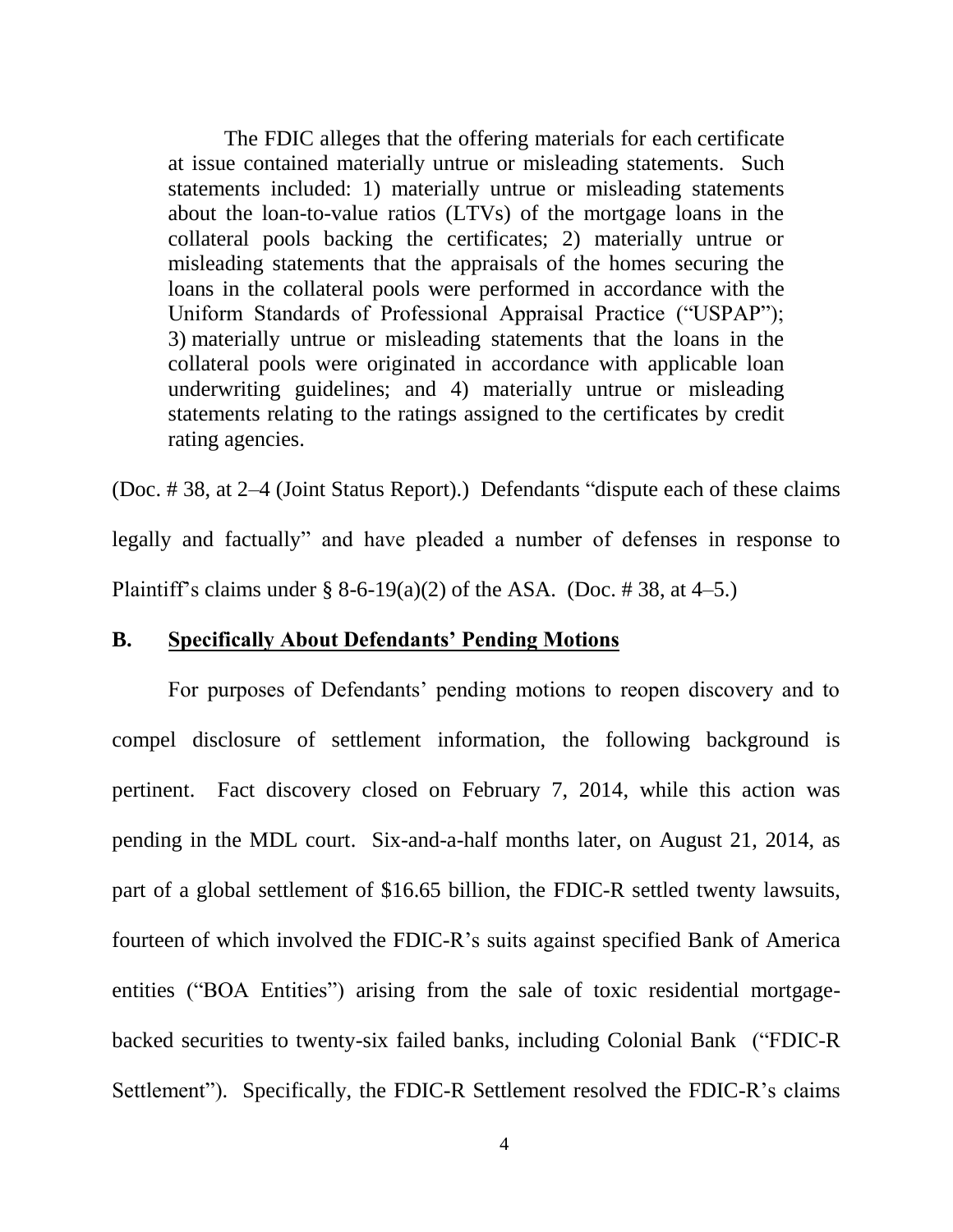> The FDIC alleges that the offering materials for each certificate at issue contained materially untrue or misleading statements. Such statements included: 1) materially untrue or misleading statements about the loan-to-value ratios (LTVs) of the mortgage loans in the collateral pools backing the certificates; 2) materially untrue or misleading statements that the appraisals of the homes securing the loans in the collateral pools were performed in accordance with the Uniform Standards of Professional Appraisal Practice ("USPAP"); 3) materially untrue or misleading statements that the loans in the collateral pools were originated in accordance with applicable loan underwriting guidelines; and 4) materially untrue or misleading statements relating to the ratings assigned to the certificates by credit rating agencies.

(Doc. # 38, at 2–4 (Joint Status Report).) Defendants "dispute each of these claims legally and factually" and have pleaded a number of defenses in response to Plaintiff's claims under § 8-6-19(a)(2) of the ASA. (Doc. # 38, at 4–5.)

## B. Specifically About Defendants' Pending Motions

For purposes of Defendants' pending motions to reopen discovery and to compel disclosure of settlement information, the following background is pertinent. Fact discovery closed on February 7, 2014, while this action was pending in the MDL court. Six-and-a-half months later, on August 21, 2014, as part of a global settlement of $16.65 billion, the FDIC-R settled twenty lawsuits, fourteen of which involved the FDIC-R's suits against specified Bank of America entities ("BOA Entities") arising from the sale of toxic residential mortgage-backed securities to twenty-six failed banks, including Colonial Bank ("FDIC-R Settlement"). Specifically, the FDIC-R Settlement resolved the FDIC-R's claims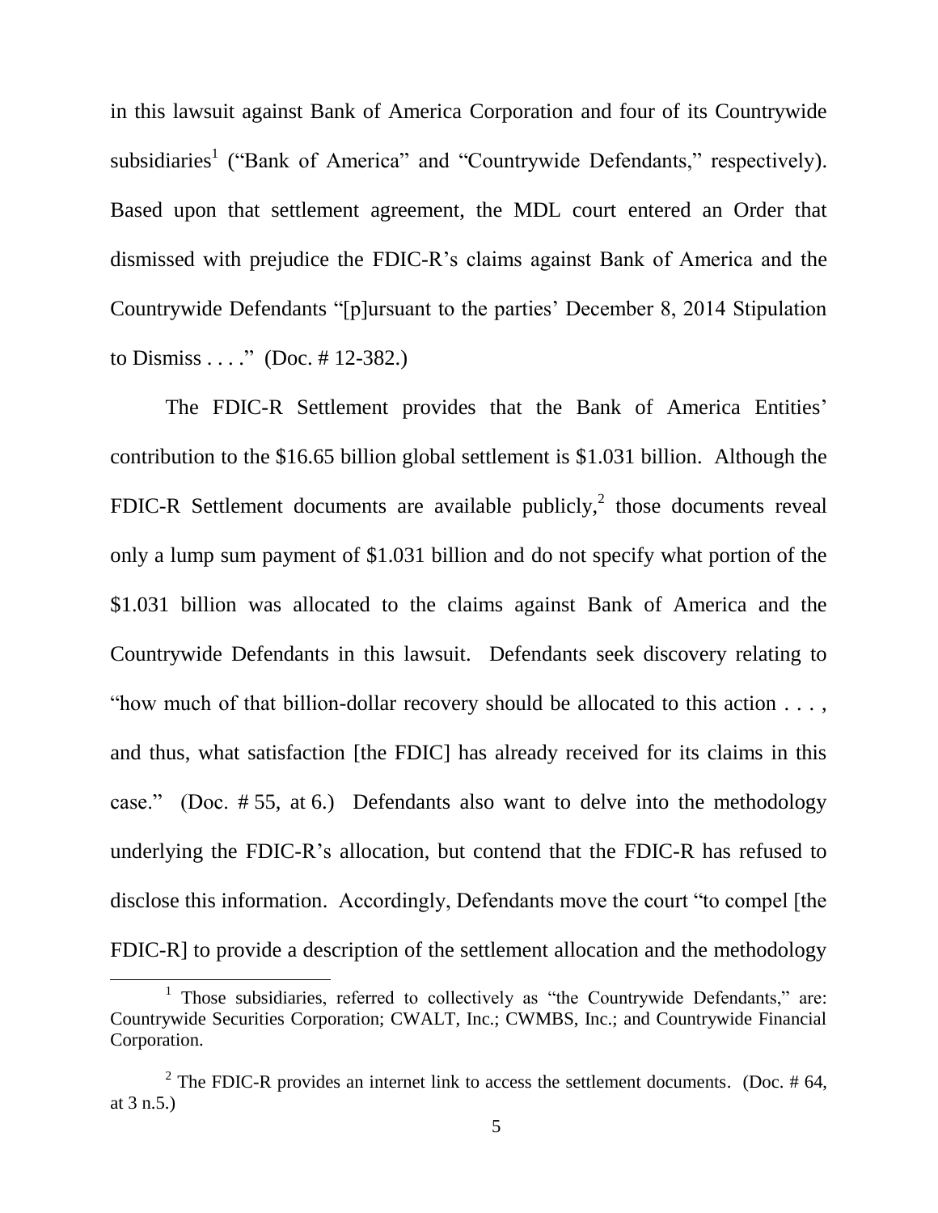in this lawsuit against Bank of America Corporation and four of its Countrywide subsidiaries[1] ("Bank of America" and "Countrywide Defendants," respectively). Based upon that settlement agreement, the MDL court entered an Order that dismissed with prejudice the FDIC-R's claims against Bank of America and the Countrywide Defendants "[p]ursuant to the parties' December 8, 2014 Stipulation to Dismiss . . . ." (Doc. # 12-382.)

The FDIC-R Settlement provides that the Bank of America Entities' contribution to the $16.65 billion global settlement is $1.031 billion. Although the FDIC-R Settlement documents are available publicly,[2] those documents reveal only a lump sum payment of $1.031 billion and do not specify what portion of the $1.031 billion was allocated to the claims against Bank of America and the Countrywide Defendants in this lawsuit. Defendants seek discovery relating to "how much of that billion-dollar recovery should be allocated to this action . . . , and thus, what satisfaction [the FDIC] has already received for its claims in this case." (Doc. # 55, at 6.) Defendants also want to delve into the methodology underlying the FDIC-R's allocation, but contend that the FDIC-R has refused to disclose this information. Accordingly, Defendants move the court "to compel [the FDIC-R] to provide a description of the settlement allocation and the methodology

---

[1] Those subsidiaries, referred to collectively as "the Countrywide Defendants," are: Countrywide Securities Corporation; CWALT, Inc.; CWMBS, Inc.; and Countrywide Financial Corporation.

[2] The FDIC-R provides an internet link to access the settlement documents. (Doc. # 64, at 3 n.5.)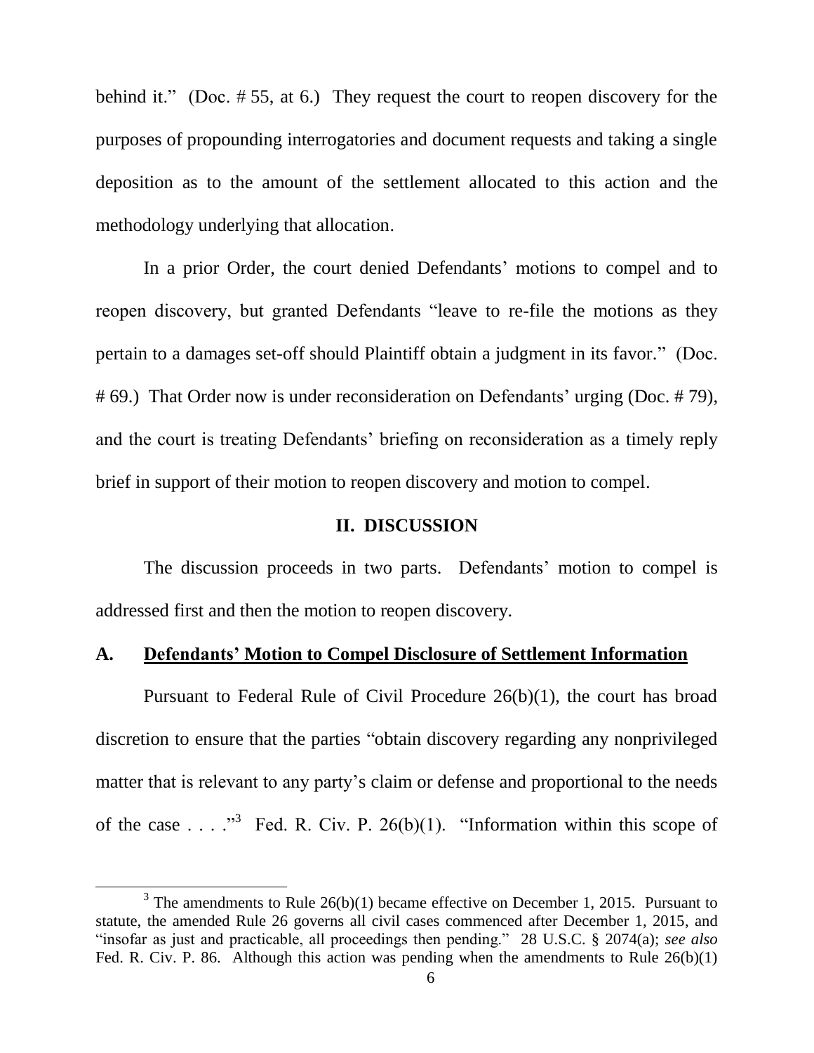behind it." (Doc. # 55, at 6.) They request the court to reopen discovery for the purposes of propounding interrogatories and document requests and taking a single deposition as to the amount of the settlement allocated to this action and the methodology underlying that allocation.

In a prior Order, the court denied Defendants' motions to compel and to reopen discovery, but granted Defendants "leave to re-file the motions as they pertain to a damages set-off should Plaintiff obtain a judgment in its favor." (Doc. # 69.) That Order now is under reconsideration on Defendants' urging (Doc. # 79), and the court is treating Defendants' briefing on reconsideration as a timely reply brief in support of their motion to reopen discovery and motion to compel.

## II. DISCUSSION

The discussion proceeds in two parts. Defendants' motion to compel is addressed first and then the motion to reopen discovery.

### A. Defendants' Motion to Compel Disclosure of Settlement Information

Pursuant to Federal Rule of Civil Procedure 26(b)(1), the court has broad discretion to ensure that the parties "obtain discovery regarding any nonprivileged matter that is relevant to any party's claim or defense and proportional to the needs of the case . . . ."[3] Fed. R. Civ. P. 26(b)(1). "Information within this scope of

---

[3] The amendments to Rule 26(b)(1) became effective on December 1, 2015. Pursuant to statute, the amended Rule 26 governs all civil cases commenced after December 1, 2015, and "insofar as just and practicable, all proceedings then pending." 28 U.S.C. § 2074(a); *see also* Fed. R. Civ. P. 86. Although this action was pending when the amendments to Rule 26(b)(1)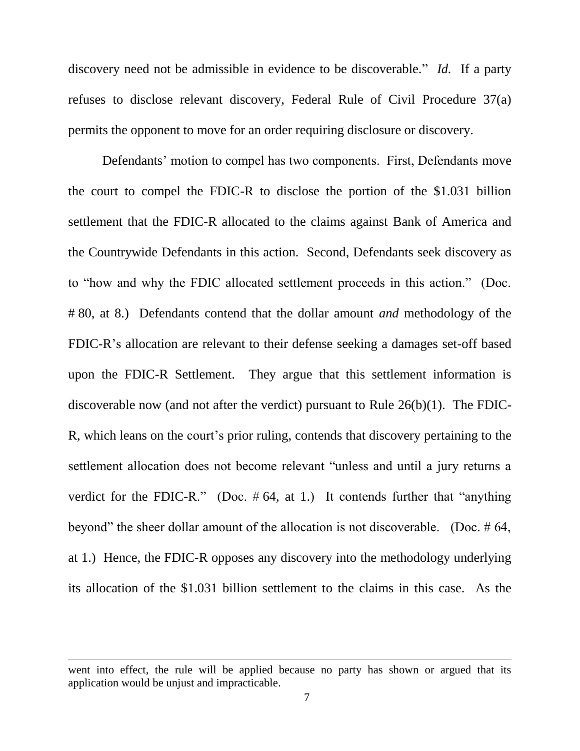discovery need not be admissible in evidence to be discoverable." *Id.* If a party refuses to disclose relevant discovery, Federal Rule of Civil Procedure 37(a) permits the opponent to move for an order requiring disclosure or discovery.

Defendants' motion to compel has two components. First, Defendants move the court to compel the FDIC-R to disclose the portion of the $1.031 billion settlement that the FDIC-R allocated to the claims against Bank of America and the Countrywide Defendants in this action. Second, Defendants seek discovery as to "how and why the FDIC allocated settlement proceeds in this action." (Doc. # 80, at 8.) Defendants contend that the dollar amount *and* methodology of the FDIC-R's allocation are relevant to their defense seeking a damages set-off based upon the FDIC-R Settlement. They argue that this settlement information is discoverable now (and not after the verdict) pursuant to Rule 26(b)(1). The FDIC-R, which leans on the court's prior ruling, contends that discovery pertaining to the settlement allocation does not become relevant "unless and until a jury returns a verdict for the FDIC-R." (Doc. # 64, at 1.) It contends further that "anything beyond" the sheer dollar amount of the allocation is not discoverable. (Doc. # 64, at 1.) Hence, the FDIC-R opposes any discovery into the methodology underlying its allocation of the $1.031 billion settlement to the claims in this case. As the

---

went into effect, the rule will be applied because no party has shown or argued that its application would be unjust and impracticable.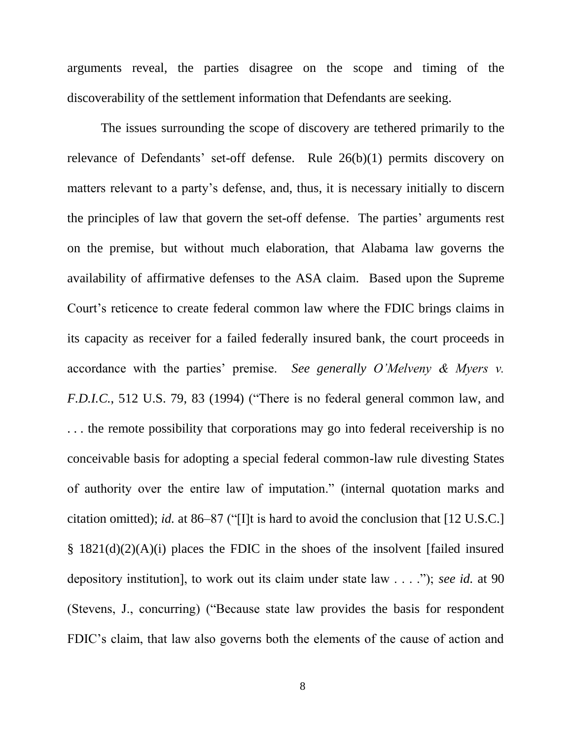arguments reveal, the parties disagree on the scope and timing of the discoverability of the settlement information that Defendants are seeking.

The issues surrounding the scope of discovery are tethered primarily to the relevance of Defendants' set-off defense. Rule 26(b)(1) permits discovery on matters relevant to a party's defense, and, thus, it is necessary initially to discern the principles of law that govern the set-off defense. The parties' arguments rest on the premise, but without much elaboration, that Alabama law governs the availability of affirmative defenses to the ASA claim. Based upon the Supreme Court's reticence to create federal common law where the FDIC brings claims in its capacity as receiver for a failed federally insured bank, the court proceeds in accordance with the parties' premise. *See generally O'Melveny & Myers v. F.D.I.C.*, 512 U.S. 79, 83 (1994) ("There is no federal general common law, and . . . the remote possibility that corporations may go into federal receivership is no conceivable basis for adopting a special federal common-law rule divesting States of authority over the entire law of imputation." (internal quotation marks and citation omitted); *id.* at 86–87 ("[I]t is hard to avoid the conclusion that [12 U.S.C.] § 1821(d)(2)(A)(i) places the FDIC in the shoes of the insolvent [failed insured depository institution], to work out its claim under state law . . . ."); *see id.* at 90 (Stevens, J., concurring) ("Because state law provides the basis for respondent FDIC's claim, that law also governs both the elements of the cause of action and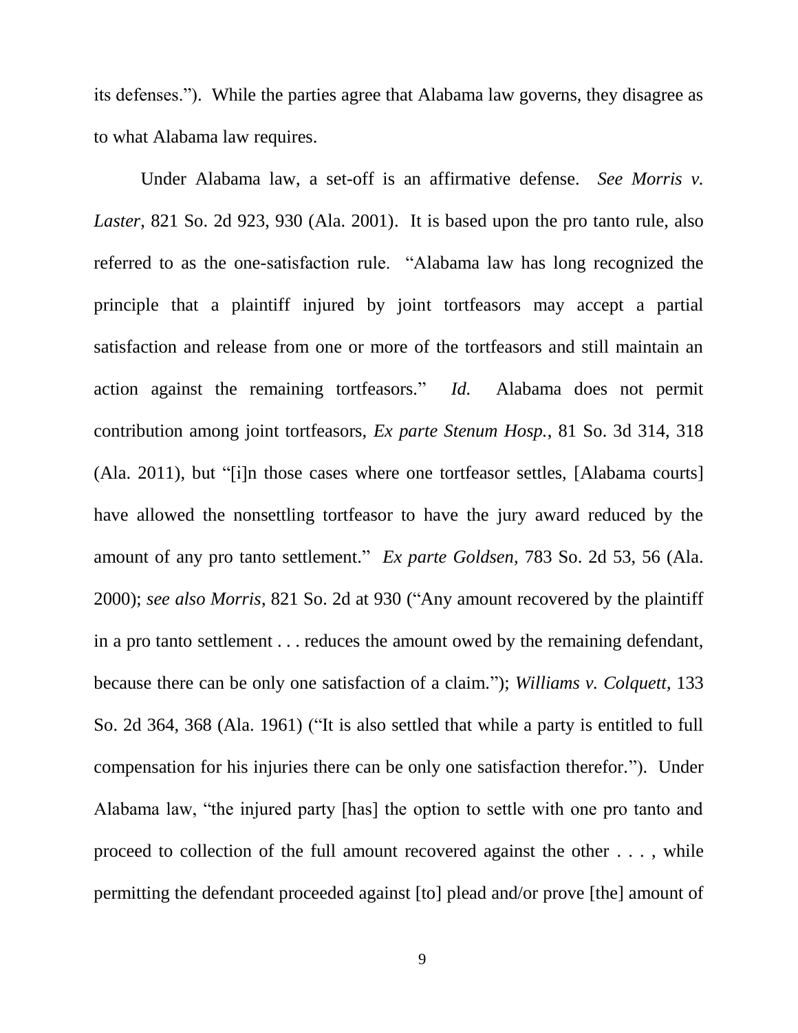its defenses."). While the parties agree that Alabama law governs, they disagree as to what Alabama law requires.

Under Alabama law, a set-off is an affirmative defense. *See Morris v. Laster*, 821 So. 2d 923, 930 (Ala. 2001). It is based upon the pro tanto rule, also referred to as the one-satisfaction rule. "Alabama law has long recognized the principle that a plaintiff injured by joint tortfeasors may accept a partial satisfaction and release from one or more of the tortfeasors and still maintain an action against the remaining tortfeasors." *Id.* Alabama does not permit contribution among joint tortfeasors, *Ex parte Stenum Hosp.*, 81 So. 3d 314, 318 (Ala. 2011), but "[i]n those cases where one tortfeasor settles, [Alabama courts] have allowed the nonsettling tortfeasor to have the jury award reduced by the amount of any pro tanto settlement." *Ex parte Goldsen*, 783 So. 2d 53, 56 (Ala. 2000); *see also Morris*, 821 So. 2d at 930 ("Any amount recovered by the plaintiff in a pro tanto settlement . . . reduces the amount owed by the remaining defendant, because there can be only one satisfaction of a claim."); *Williams v. Colquett*, 133 So. 2d 364, 368 (Ala. 1961) ("It is also settled that while a party is entitled to full compensation for his injuries there can be only one satisfaction therefor."). Under Alabama law, "the injured party [has] the option to settle with one pro tanto and proceed to collection of the full amount recovered against the other . . . , while permitting the defendant proceeded against [to] plead and/or prove [the] amount of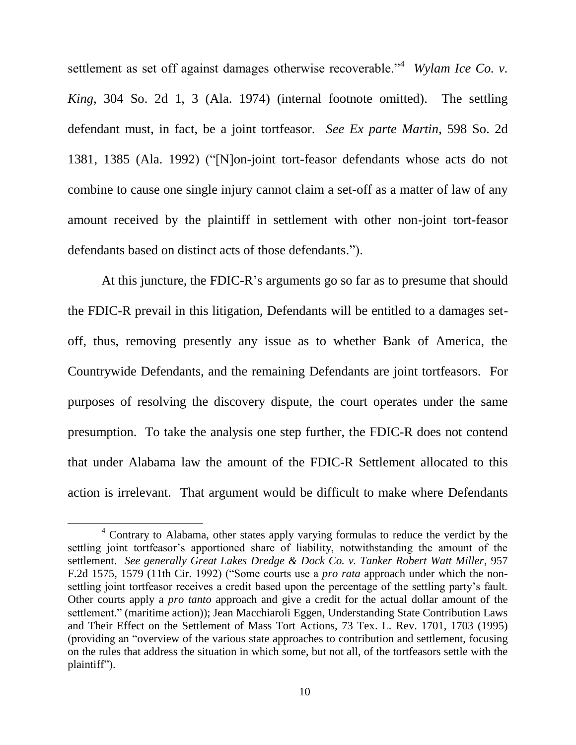settlement as set off against damages otherwise recoverable."[4] *Wylam Ice Co. v. King*, 304 So. 2d 1, 3 (Ala. 1974) (internal footnote omitted). The settling defendant must, in fact, be a joint tortfeasor. *See Ex parte Martin*, 598 So. 2d 1381, 1385 (Ala. 1992) ("[N]on-joint tort-feasor defendants whose acts do not combine to cause one single injury cannot claim a set-off as a matter of law of any amount received by the plaintiff in settlement with other non-joint tort-feasor defendants based on distinct acts of those defendants.").

At this juncture, the FDIC-R's arguments go so far as to presume that should the FDIC-R prevail in this litigation, Defendants will be entitled to a damages set-off, thus, removing presently any issue as to whether Bank of America, the Countrywide Defendants, and the remaining Defendants are joint tortfeasors. For purposes of resolving the discovery dispute, the court operates under the same presumption. To take the analysis one step further, the FDIC-R does not contend that under Alabama law the amount of the FDIC-R Settlement allocated to this action is irrelevant. That argument would be difficult to make where Defendants

---

[4] Contrary to Alabama, other states apply varying formulas to reduce the verdict by the settling joint tortfeasor's apportioned share of liability, notwithstanding the amount of the settlement. *See generally Great Lakes Dredge & Dock Co. v. Tanker Robert Watt Miller*, 957 F.2d 1575, 1579 (11th Cir. 1992) ("Some courts use a *pro rata* approach under which the non-settling joint tortfeasor receives a credit based upon the percentage of the settling party's fault. Other courts apply a *pro tanto* approach and give a credit for the actual dollar amount of the settlement." (maritime action)); Jean Macchiaroli Eggen, Understanding State Contribution Laws and Their Effect on the Settlement of Mass Tort Actions, 73 Tex. L. Rev. 1701, 1703 (1995) (providing an "overview of the various state approaches to contribution and settlement, focusing on the rules that address the situation in which some, but not all, of the tortfeasors settle with the plaintiff").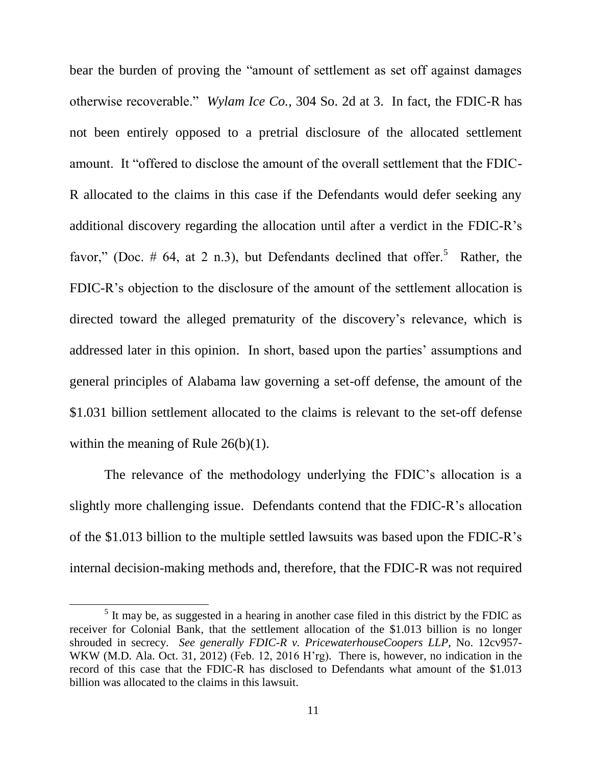bear the burden of proving the "amount of settlement as set off against damages otherwise recoverable." *Wylam Ice Co.*, 304 So. 2d at 3. In fact, the FDIC-R has not been entirely opposed to a pretrial disclosure of the allocated settlement amount. It "offered to disclose the amount of the overall settlement that the FDIC-R allocated to the claims in this case if the Defendants would defer seeking any additional discovery regarding the allocation until after a verdict in the FDIC-R's favor," (Doc. # 64, at 2 n.3), but Defendants declined that offer.[5] Rather, the FDIC-R's objection to the disclosure of the amount of the settlement allocation is directed toward the alleged prematurity of the discovery's relevance, which is addressed later in this opinion. In short, based upon the parties' assumptions and general principles of Alabama law governing a set-off defense, the amount of the $1.031 billion settlement allocated to the claims is relevant to the set-off defense within the meaning of Rule 26(b)(1).

The relevance of the methodology underlying the FDIC's allocation is a slightly more challenging issue. Defendants contend that the FDIC-R's allocation of the $1.013 billion to the multiple settled lawsuits was based upon the FDIC-R's internal decision-making methods and, therefore, that the FDIC-R was not required

[5] It may be, as suggested in a hearing in another case filed in this district by the FDIC as receiver for Colonial Bank, that the settlement allocation of the $1.013 billion is no longer shrouded in secrecy. *See generally FDIC-R v. PricewaterhouseCoopers LLP*, No. 12cv957-WKW (M.D. Ala. Oct. 31, 2012) (Feb. 12, 2016 H'rg). There is, however, no indication in the record of this case that the FDIC-R has disclosed to Defendants what amount of the $1.013 billion was allocated to the claims in this lawsuit.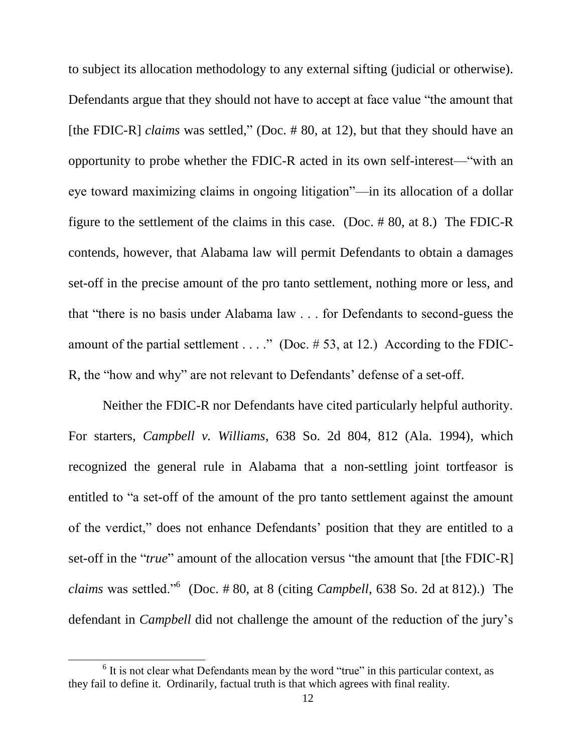to subject its allocation methodology to any external sifting (judicial or otherwise). Defendants argue that they should not have to accept at face value "the amount that [the FDIC-R] *claims* was settled," (Doc. # 80, at 12), but that they should have an opportunity to probe whether the FDIC-R acted in its own self-interest—"with an eye toward maximizing claims in ongoing litigation"—in its allocation of a dollar figure to the settlement of the claims in this case. (Doc. # 80, at 8.) The FDIC-R contends, however, that Alabama law will permit Defendants to obtain a damages set-off in the precise amount of the pro tanto settlement, nothing more or less, and that "there is no basis under Alabama law . . . for Defendants to second-guess the amount of the partial settlement . . . ." (Doc. # 53, at 12.) According to the FDIC-R, the "how and why" are not relevant to Defendants' defense of a set-off.

Neither the FDIC-R nor Defendants have cited particularly helpful authority. For starters, *Campbell v. Williams*, 638 So. 2d 804, 812 (Ala. 1994), which recognized the general rule in Alabama that a non-settling joint tortfeasor is entitled to "a set-off of the amount of the pro tanto settlement against the amount of the verdict," does not enhance Defendants' position that they are entitled to a set-off in the "*true*" amount of the allocation versus "the amount that [the FDIC-R] *claims* was settled."[6] (Doc. # 80, at 8 (citing *Campbell*, 638 So. 2d at 812).) The defendant in *Campbell* did not challenge the amount of the reduction of the jury's

[6] It is not clear what Defendants mean by the word "true" in this particular context, as they fail to define it. Ordinarily, factual truth is that which agrees with final reality.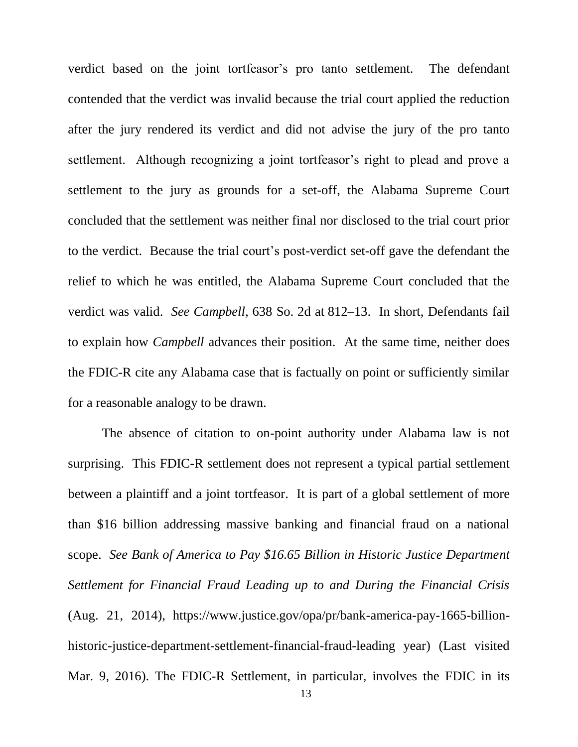verdict based on the joint tortfeasor's pro tanto settlement. The defendant contended that the verdict was invalid because the trial court applied the reduction after the jury rendered its verdict and did not advise the jury of the pro tanto settlement. Although recognizing a joint tortfeasor's right to plead and prove a settlement to the jury as grounds for a set-off, the Alabama Supreme Court concluded that the settlement was neither final nor disclosed to the trial court prior to the verdict. Because the trial court's post-verdict set-off gave the defendant the relief to which he was entitled, the Alabama Supreme Court concluded that the verdict was valid. *See Campbell*, 638 So. 2d at 812–13. In short, Defendants fail to explain how *Campbell* advances their position. At the same time, neither does the FDIC-R cite any Alabama case that is factually on point or sufficiently similar for a reasonable analogy to be drawn.

The absence of citation to on-point authority under Alabama law is not surprising. This FDIC-R settlement does not represent a typical partial settlement between a plaintiff and a joint tortfeasor. It is part of a global settlement of more than $16 billion addressing massive banking and financial fraud on a national scope. *See Bank of America to Pay $16.65 Billion in Historic Justice Department Settlement for Financial Fraud Leading up to and During the Financial Crisis* (Aug. 21, 2014), https://www.justice.gov/opa/pr/bank-america-pay-1665-billion-historic-justice-department-settlement-financial-fraud-leading year) (Last visited Mar. 9, 2016). The FDIC-R Settlement, in particular, involves the FDIC in its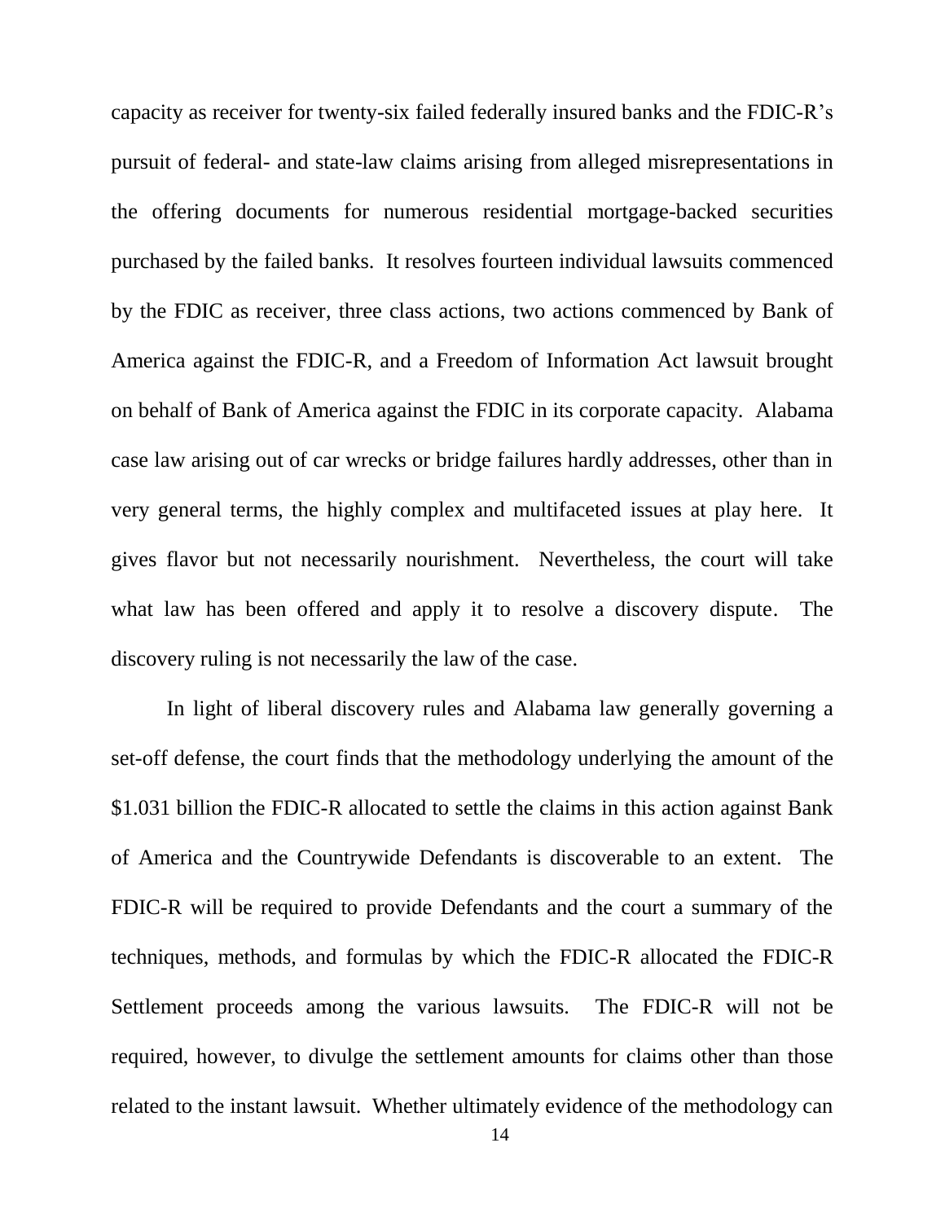capacity as receiver for twenty-six failed federally insured banks and the FDIC-R's pursuit of federal- and state-law claims arising from alleged misrepresentations in the offering documents for numerous residential mortgage-backed securities purchased by the failed banks. It resolves fourteen individual lawsuits commenced by the FDIC as receiver, three class actions, two actions commenced by Bank of America against the FDIC-R, and a Freedom of Information Act lawsuit brought on behalf of Bank of America against the FDIC in its corporate capacity. Alabama case law arising out of car wrecks or bridge failures hardly addresses, other than in very general terms, the highly complex and multifaceted issues at play here. It gives flavor but not necessarily nourishment. Nevertheless, the court will take what law has been offered and apply it to resolve a discovery dispute. The discovery ruling is not necessarily the law of the case.

In light of liberal discovery rules and Alabama law generally governing a set-off defense, the court finds that the methodology underlying the amount of the \$1.031 billion the FDIC-R allocated to settle the claims in this action against Bank of America and the Countrywide Defendants is discoverable to an extent. The FDIC-R will be required to provide Defendants and the court a summary of the techniques, methods, and formulas by which the FDIC-R allocated the FDIC-R Settlement proceeds among the various lawsuits. The FDIC-R will not be required, however, to divulge the settlement amounts for claims other than those related to the instant lawsuit. Whether ultimately evidence of the methodology can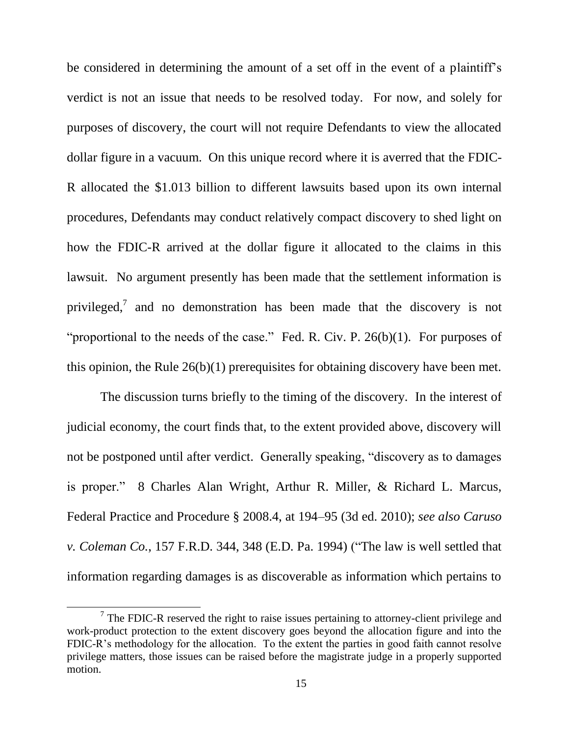be considered in determining the amount of a set off in the event of a plaintiff's verdict is not an issue that needs to be resolved today. For now, and solely for purposes of discovery, the court will not require Defendants to view the allocated dollar figure in a vacuum. On this unique record where it is averred that the FDIC-R allocated the \$1.013 billion to different lawsuits based upon its own internal procedures, Defendants may conduct relatively compact discovery to shed light on how the FDIC-R arrived at the dollar figure it allocated to the claims in this lawsuit. No argument presently has been made that the settlement information is privileged,[7] and no demonstration has been made that the discovery is not "proportional to the needs of the case." Fed. R. Civ. P. 26(b)(1). For purposes of this opinion, the Rule 26(b)(1) prerequisites for obtaining discovery have been met.

The discussion turns briefly to the timing of the discovery. In the interest of judicial economy, the court finds that, to the extent provided above, discovery will not be postponed until after verdict. Generally speaking, "discovery as to damages is proper." 8 Charles Alan Wright, Arthur R. Miller, & Richard L. Marcus, Federal Practice and Procedure § 2008.4, at 194–95 (3d ed. 2010); *see also Caruso v. Coleman Co.*, 157 F.R.D. 344, 348 (E.D. Pa. 1994) ("The law is well settled that information regarding damages is as discoverable as information which pertains to

[7] The FDIC-R reserved the right to raise issues pertaining to attorney-client privilege and work-product protection to the extent discovery goes beyond the allocation figure and into the FDIC-R's methodology for the allocation. To the extent the parties in good faith cannot resolve privilege matters, those issues can be raised before the magistrate judge in a properly supported motion.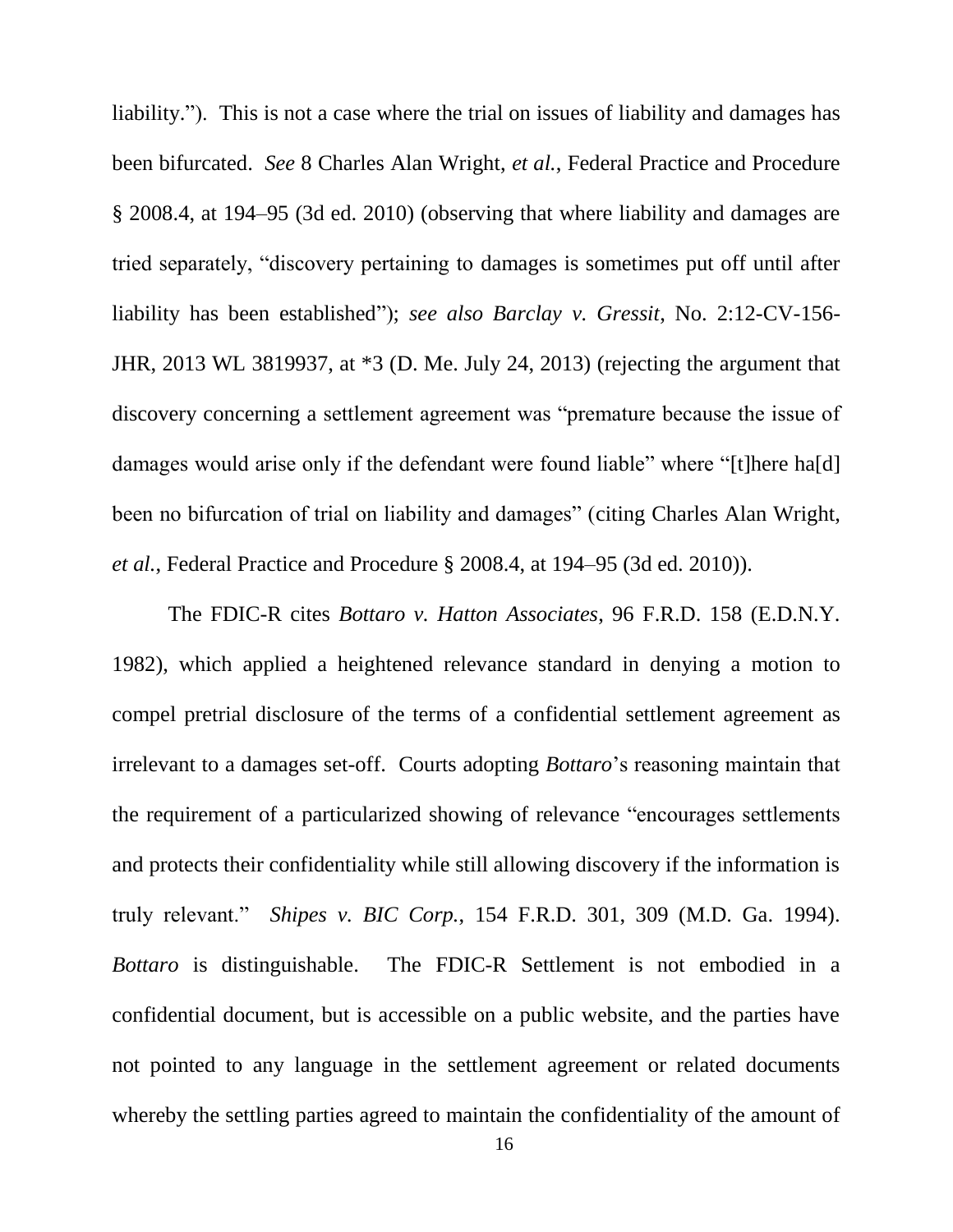liability.”). This is not a case where the trial on issues of liability and damages has been bifurcated. *See* 8 Charles Alan Wright, *et al.*, Federal Practice and Procedure § 2008.4, at 194–95 (3d ed. 2010) (observing that where liability and damages are tried separately, “discovery pertaining to damages is sometimes put off until after liability has been established”); *see also Barclay v. Gressit*, No. 2:12-CV-156-JHR, 2013 WL 3819937, at *3 (D. Me. July 24, 2013) (rejecting the argument that discovery concerning a settlement agreement was “premature because the issue of damages would arise only if the defendant were found liable” where “[t]here ha[d] been no bifurcation of trial on liability and damages” (citing Charles Alan Wright, *et al.*, Federal Practice and Procedure § 2008.4, at 194–95 (3d ed. 2010)).

The FDIC-R cites *Bottaro v. Hatton Associates*, 96 F.R.D. 158 (E.D.N.Y. 1982), which applied a heightened relevance standard in denying a motion to compel pretrial disclosure of the terms of a confidential settlement agreement as irrelevant to a damages set-off. Courts adopting *Bottaro*’s reasoning maintain that the requirement of a particularized showing of relevance “encourages settlements and protects their confidentiality while still allowing discovery if the information is truly relevant.” *Shipes v. BIC Corp.*, 154 F.R.D. 301, 309 (M.D. Ga. 1994). *Bottaro* is distinguishable. The FDIC-R Settlement is not embodied in a confidential document, but is accessible on a public website, and the parties have not pointed to any language in the settlement agreement or related documents whereby the settling parties agreed to maintain the confidentiality of the amount of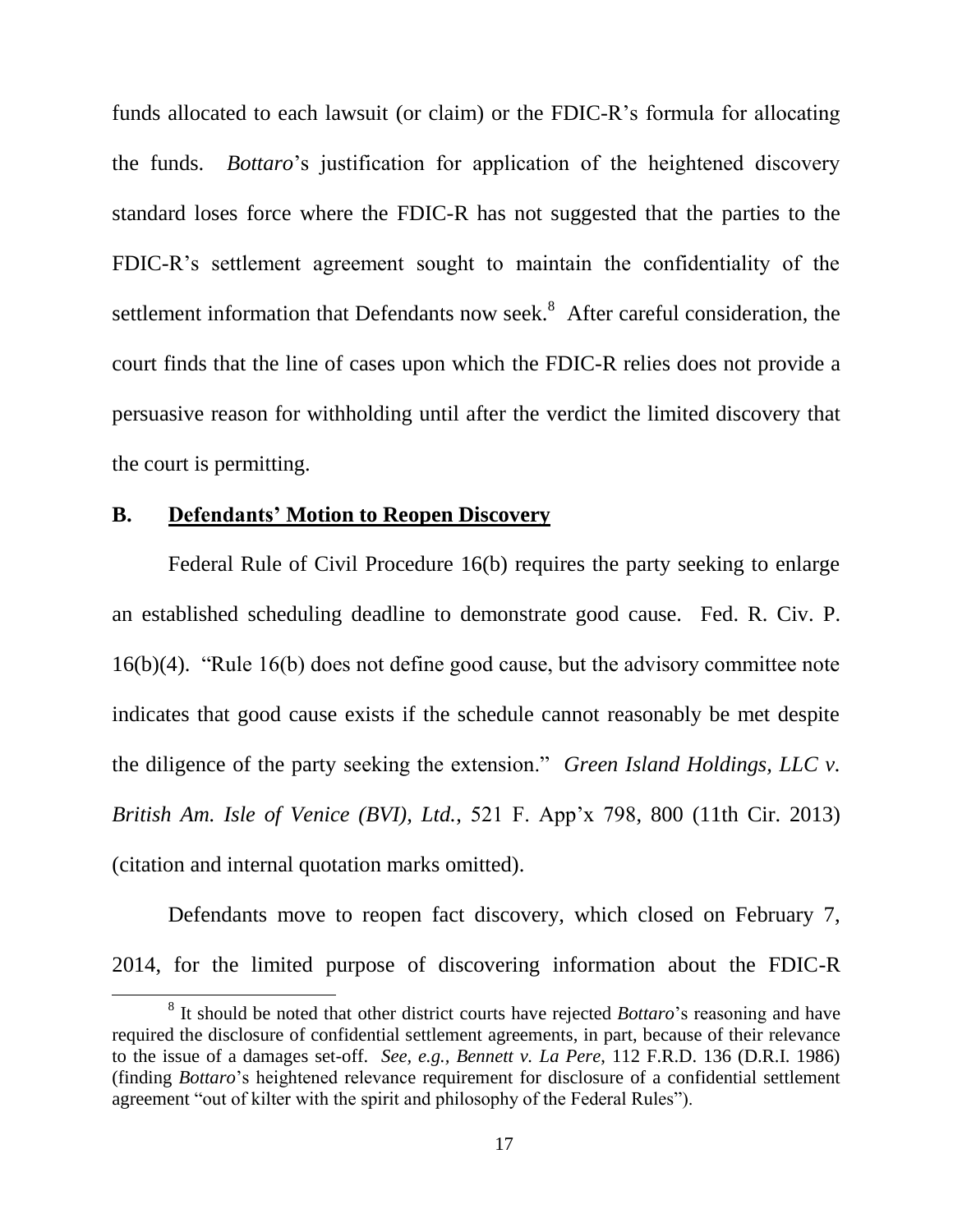funds allocated to each lawsuit (or claim) or the FDIC-R's formula for allocating the funds. *Bottaro*'s justification for application of the heightened discovery standard loses force where the FDIC-R has not suggested that the parties to the FDIC-R's settlement agreement sought to maintain the confidentiality of the settlement information that Defendants now seek.[8] After careful consideration, the court finds that the line of cases upon which the FDIC-R relies does not provide a persuasive reason for withholding until after the verdict the limited discovery that the court is permitting.

## B. Defendants' Motion to Reopen Discovery

Federal Rule of Civil Procedure 16(b) requires the party seeking to enlarge an established scheduling deadline to demonstrate good cause. Fed. R. Civ. P. 16(b)(4). "Rule 16(b) does not define good cause, but the advisory committee note indicates that good cause exists if the schedule cannot reasonably be met despite the diligence of the party seeking the extension." *Green Island Holdings, LLC v. British Am. Isle of Venice (BVI), Ltd.*, 521 F. App'x 798, 800 (11th Cir. 2013) (citation and internal quotation marks omitted).

Defendants move to reopen fact discovery, which closed on February 7, 2014, for the limited purpose of discovering information about the FDIC-R

[8] It should be noted that other district courts have rejected *Bottaro*'s reasoning and have required the disclosure of confidential settlement agreements, in part, because of their relevance to the issue of a damages set-off. *See, e.g., Bennett v. La Pere*, 112 F.R.D. 136 (D.R.I. 1986) (finding *Bottaro*'s heightened relevance requirement for disclosure of a confidential settlement agreement "out of kilter with the spirit and philosophy of the Federal Rules").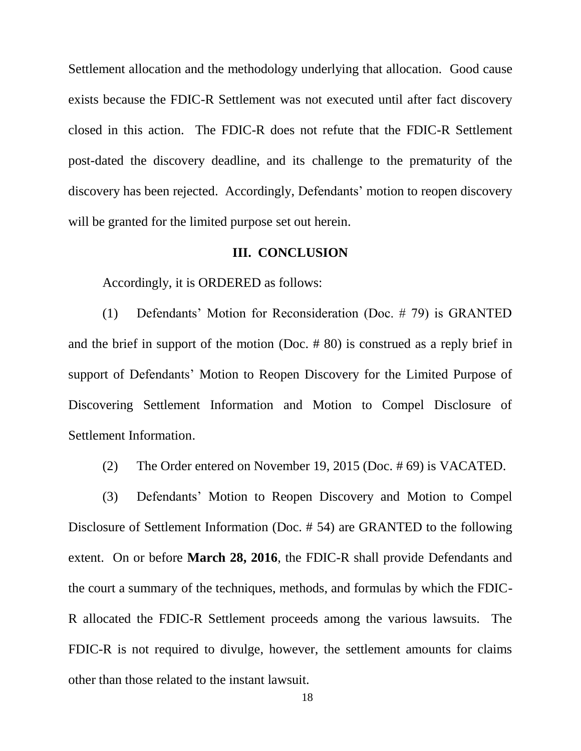Settlement allocation and the methodology underlying that allocation. Good cause exists because the FDIC-R Settlement was not executed until after fact discovery closed in this action. The FDIC-R does not refute that the FDIC-R Settlement post-dated the discovery deadline, and its challenge to the prematurity of the discovery has been rejected. Accordingly, Defendants' motion to reopen discovery will be granted for the limited purpose set out herein.

## III. CONCLUSION

Accordingly, it is ORDERED as follows:

(1) Defendants' Motion for Reconsideration (Doc. # 79) is GRANTED and the brief in support of the motion (Doc. # 80) is construed as a reply brief in support of Defendants' Motion to Reopen Discovery for the Limited Purpose of Discovering Settlement Information and Motion to Compel Disclosure of Settlement Information.

(2) The Order entered on November 19, 2015 (Doc. # 69) is VACATED.

(3) Defendants' Motion to Reopen Discovery and Motion to Compel Disclosure of Settlement Information (Doc. # 54) are GRANTED to the following extent. On or before **March 28, 2016**, the FDIC-R shall provide Defendants and the court a summary of the techniques, methods, and formulas by which the FDIC-R allocated the FDIC-R Settlement proceeds among the various lawsuits. The FDIC-R is not required to divulge, however, the settlement amounts for claims other than those related to the instant lawsuit.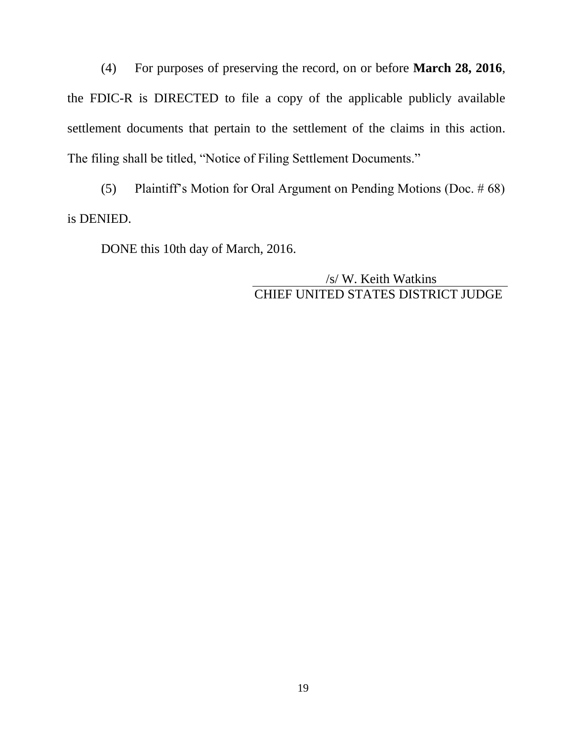(4) For purposes of preserving the record, on or before **March 28, 2016**, the FDIC-R is DIRECTED to file a copy of the applicable publicly available settlement documents that pertain to the settlement of the claims in this action. The filing shall be titled, "Notice of Filing Settlement Documents."

(5) Plaintiff's Motion for Oral Argument on Pending Motions (Doc. # 68) is DENIED.

DONE this 10th day of March, 2016.

/s/ W. Keith Watkins
CHIEF UNITED STATES DISTRICT JUDGE